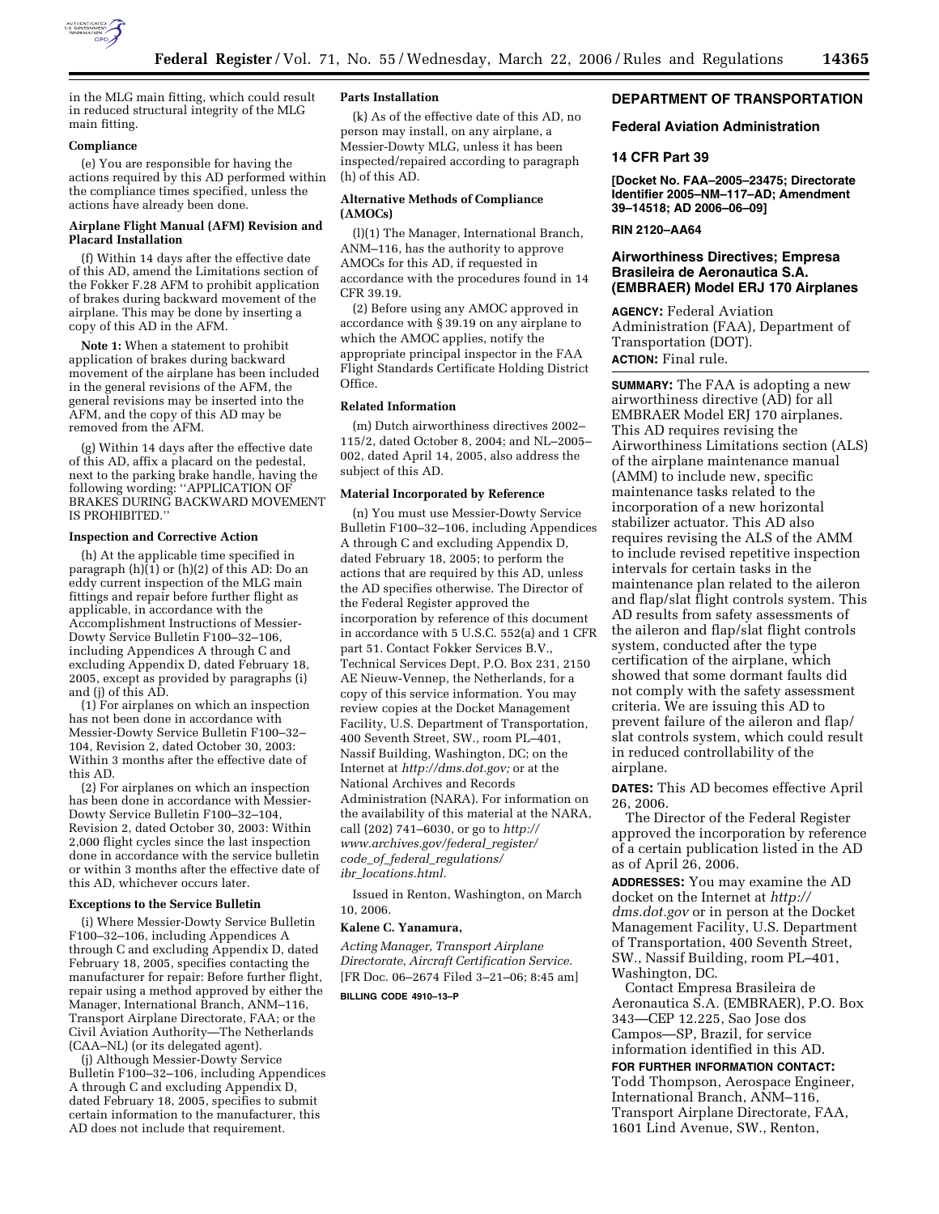in the MLG main fitting, which could result in reduced structural integrity of the MLG main fitting.

**Compliance**

(e) You are responsible for having the actions required by this AD performed within the compliance times specified, unless the actions have already been done.

**Airplane Flight Manual (AFM) Revision and Placard Installation**

(f) Within 14 days after the effective date of this AD, amend the Limitations section of the Fokker F.28 AFM to prohibit application of brakes during backward movement of the airplane. This may be done by inserting a copy of this AD in the AFM.

**Note 1:** When a statement to prohibit application of brakes during backward movement of the airplane has been included in the general revisions of the AFM, the general revisions may be inserted into the AFM, and the copy of this AD may be removed from the AFM.

(g) Within 14 days after the effective date of this AD, affix a placard on the pedestal, next to the parking brake handle, having the following wording: "APPLICATION OF BRAKES DURING BACKWARD MOVEMENT IS PROHIBITED."

**Inspection and Corrective Action**

(h) At the applicable time specified in paragraph (h)(1) or (h)(2) of this AD: Do an eddy current inspection of the MLG main fittings and repair before further flight as applicable, in accordance with the Accomplishment Instructions of Messier-Dowty Service Bulletin F100–32–106, including Appendices A through C and excluding Appendix D, dated February 18, 2005, except as provided by paragraphs (i) and (j) of this AD.

(1) For airplanes on which an inspection has not been done in accordance with Messier-Dowty Service Bulletin F100–32–104, Revision 2, dated October 30, 2003: Within 3 months after the effective date of this AD.

(2) For airplanes on which an inspection has been done in accordance with Messier-Dowty Service Bulletin F100–32–104, Revision 2, dated October 30, 2003: Within 2,000 flight cycles since the last inspection done in accordance with the service bulletin or within 3 months after the effective date of this AD, whichever occurs later.

**Exceptions to the Service Bulletin**

(i) Where Messier-Dowty Service Bulletin F100–32–106, including Appendices A through C and excluding Appendix D, dated February 18, 2005, specifies contacting the manufacturer for repair: Before further flight, repair using a method approved by either the Manager, International Branch, ANM–116, Transport Airplane Directorate, FAA; or the Civil Aviation Authority—The Netherlands (CAA–NL) (or its delegated agent).

(j) Although Messier-Dowty Service Bulletin F100–32–106, including Appendices A through C and excluding Appendix D, dated February 18, 2005, specifies to submit certain information to the manufacturer, this AD does not include that requirement.

**Parts Installation**

(k) As of the effective date of this AD, no person may install, on any airplane, a Messier-Dowty MLG, unless it has been inspected/repaired according to paragraph (h) of this AD.

**Alternative Methods of Compliance (AMOCs)**

(l)(1) The Manager, International Branch, ANM–116, has the authority to approve AMOCs for this AD, if requested in accordance with the procedures found in 14 CFR 39.19.

(2) Before using any AMOC approved in accordance with § 39.19 on any airplane to which the AMOC applies, notify the appropriate principal inspector in the FAA Flight Standards Certificate Holding District Office.

**Related Information**

(m) Dutch airworthiness directives 2002–115/2, dated October 8, 2004; and NL–2005–002, dated April 14, 2005, also address the subject of this AD.

**Material Incorporated by Reference**

(n) You must use Messier-Dowty Service Bulletin F100–32–106, including Appendices A through C and excluding Appendix D, dated February 18, 2005; to perform the actions that are required by this AD, unless the AD specifies otherwise. The Director of the Federal Register approved the incorporation by reference of this document in accordance with 5 U.S.C. 552(a) and 1 CFR part 51. Contact Fokker Services B.V., Technical Services Dept, P.O. Box 231, 2150 AE Nieuw-Vennep, the Netherlands, for a copy of this service information. You may review copies at the Docket Management Facility, U.S. Department of Transportation, 400 Seventh Street, SW., room PL–401, Nassif Building, Washington, DC; on the Internet at *http://dms.dot.gov;* or at the National Archives and Records Administration (NARA). For information on the availability of this material at the NARA, call (202) 741–6030, or go to *http://www.archives.gov/federal_register/code_of_federal_regulations/ibr_locations.html.*

Issued in Renton, Washington, on March 10, 2006.

**Kalene C. Yanamura,**

*Acting Manager, Transport Airplane Directorate, Aircraft Certification Service.*

[FR Doc. 06–2674 Filed 3–21–06; 8:45 am]

**BILLING CODE 4910–13–P**

## DEPARTMENT OF TRANSPORTATION

## Federal Aviation Administration

## 14 CFR Part 39

**[Docket No. FAA–2005–23475; Directorate Identifier 2005–NM–117–AD; Amendment 39–14518; AD 2006–06–09]**

**RIN 2120–AA64**

## Airworthiness Directives; Empresa Brasileira de Aeronautica S.A. (EMBRAER) Model ERJ 170 Airplanes

**AGENCY:** Federal Aviation Administration (FAA), Department of Transportation (DOT).

**ACTION:** Final rule.

**SUMMARY:** The FAA is adopting a new airworthiness directive (AD) for all EMBRAER Model ERJ 170 airplanes. This AD requires revising the Airworthiness Limitations section (ALS) of the airplane maintenance manual (AMM) to include new, specific maintenance tasks related to the incorporation of a new horizontal stabilizer actuator. This AD also requires revising the ALS of the AMM to include revised repetitive inspection intervals for certain tasks in the maintenance plan related to the aileron and flap/slat flight controls system. This AD results from safety assessments of the aileron and flap/slat flight controls system, conducted after the type certification of the airplane, which showed that some dormant faults did not comply with the safety assessment criteria. We are issuing this AD to prevent failure of the aileron and flap/slat controls system, which could result in reduced controllability of the airplane.

**DATES:** This AD becomes effective April 26, 2006.

The Director of the Federal Register approved the incorporation by reference of a certain publication listed in the AD as of April 26, 2006.

**ADDRESSES:** You may examine the AD docket on the Internet at *http://dms.dot.gov* or in person at the Docket Management Facility, U.S. Department of Transportation, 400 Seventh Street, SW., Nassif Building, room PL–401, Washington, DC.

Contact Empresa Brasileira de Aeronautica S.A. (EMBRAER), P.O. Box 343—CEP 12.225, Sao Jose dos Campos—SP, Brazil, for service information identified in this AD.

**FOR FURTHER INFORMATION CONTACT:** Todd Thompson, Aerospace Engineer, International Branch, ANM–116, Transport Airplane Directorate, FAA, 1601 Lind Avenue, SW., Renton,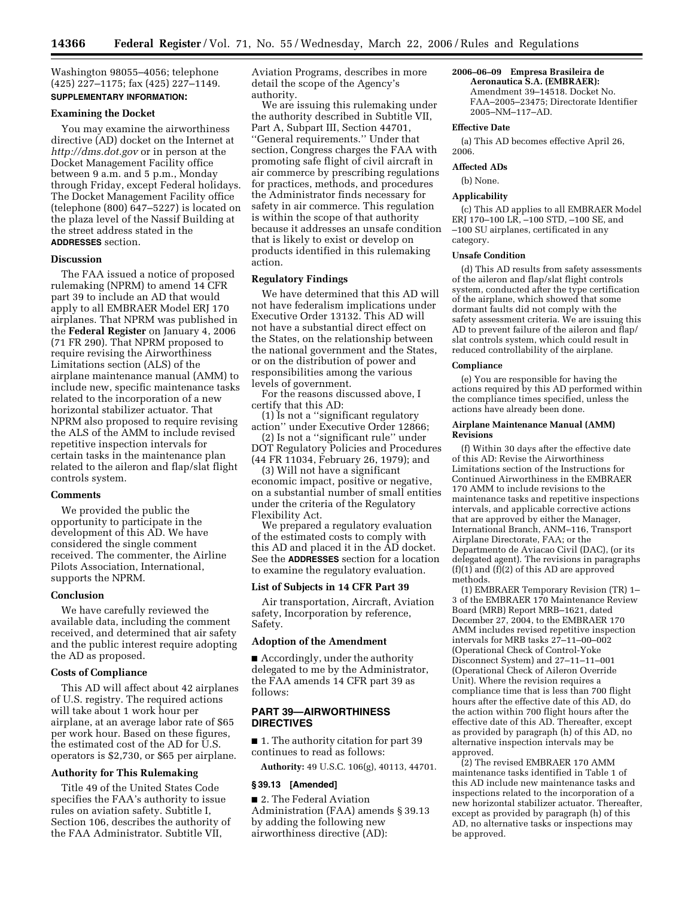Washington 98055–4056; telephone (425) 227–1175; fax (425) 227–1149.

**SUPPLEMENTARY INFORMATION:**

## Examining the Docket

You may examine the airworthiness directive (AD) docket on the Internet at *http://dms.dot.gov* or in person at the Docket Management Facility office between 9 a.m. and 5 p.m., Monday through Friday, except Federal holidays. The Docket Management Facility office (telephone (800) 647–5227) is located on the plaza level of the Nassif Building at the street address stated in the **ADDRESSES** section.

## Discussion

The FAA issued a notice of proposed rulemaking (NPRM) to amend 14 CFR part 39 to include an AD that would apply to all EMBRAER Model ERJ 170 airplanes. That NPRM was published in the **Federal Register** on January 4, 2006 (71 FR 290). That NPRM proposed to require revising the Airworthiness Limitations section (ALS) of the airplane maintenance manual (AMM) to include new, specific maintenance tasks related to the incorporation of a new horizontal stabilizer actuator. That NPRM also proposed to require revising the ALS of the AMM to include revised repetitive inspection intervals for certain tasks in the maintenance plan related to the aileron and flap/slat flight controls system.

## Comments

We provided the public the opportunity to participate in the development of this AD. We have considered the single comment received. The commenter, the Airline Pilots Association, International, supports the NPRM.

## Conclusion

We have carefully reviewed the available data, including the comment received, and determined that air safety and the public interest require adopting the AD as proposed.

## Costs of Compliance

This AD will affect about 42 airplanes of U.S. registry. The required actions will take about 1 work hour per airplane, at an average labor rate of $65 per work hour. Based on these figures, the estimated cost of the AD for U.S. operators is $2,730, or $65 per airplane.

## Authority for This Rulemaking

Title 49 of the United States Code specifies the FAA's authority to issue rules on aviation safety. Subtitle I, Section 106, describes the authority of the FAA Administrator. Subtitle VII, Aviation Programs, describes in more detail the scope of the Agency's authority.

We are issuing this rulemaking under the authority described in Subtitle VII, Part A, Subpart III, Section 44701, "General requirements." Under that section, Congress charges the FAA with promoting safe flight of civil aircraft in air commerce by prescribing regulations for practices, methods, and procedures the Administrator finds necessary for safety in air commerce. This regulation is within the scope of that authority because it addresses an unsafe condition that is likely to exist or develop on products identified in this rulemaking action.

## Regulatory Findings

We have determined that this AD will not have federalism implications under Executive Order 13132. This AD will not have a substantial direct effect on the States, on the relationship between the national government and the States, or on the distribution of power and responsibilities among the various levels of government.

For the reasons discussed above, I certify that this AD:

(1) Is not a "significant regulatory action" under Executive Order 12866;

(2) Is not a "significant rule" under DOT Regulatory Policies and Procedures (44 FR 11034, February 26, 1979); and

(3) Will not have a significant economic impact, positive or negative, on a substantial number of small entities under the criteria of the Regulatory Flexibility Act.

We prepared a regulatory evaluation of the estimated costs to comply with this AD and placed it in the AD docket. See the **ADDRESSES** section for a location to examine the regulatory evaluation.

## List of Subjects in 14 CFR Part 39

Air transportation, Aircraft, Aviation safety, Incorporation by reference, Safety.

## Adoption of the Amendment

■ Accordingly, under the authority delegated to me by the Administrator, the FAA amends 14 CFR part 39 as follows:

## PART 39—AIRWORTHINESS DIRECTIVES

■ 1. The authority citation for part 39 continues to read as follows:

**Authority:** 49 U.S.C. 106(g), 40113, 44701.

### § 39.13 [Amended]

■ 2. The Federal Aviation Administration (FAA) amends § 39.13 by adding the following new airworthiness directive (AD):

**2006–06–09 Empresa Brasileira de Aeronautica S.A. (EMBRAER):** Amendment 39–14518. Docket No. FAA–2005–23475; Directorate Identifier 2005–NM–117–AD.

### Effective Date

(a) This AD becomes effective April 26, 2006.

### Affected ADs

(b) None.

### Applicability

(c) This AD applies to all EMBRAER Model ERJ 170–100 LR, –100 STD, –100 SE, and –100 SU airplanes, certificated in any category.

### Unsafe Condition

(d) This AD results from safety assessments of the aileron and flap/slat flight controls system, conducted after the type certification of the airplane, which showed that some dormant faults did not comply with the safety assessment criteria. We are issuing this AD to prevent failure of the aileron and flap/slat controls system, which could result in reduced controllability of the airplane.

### Compliance

(e) You are responsible for having the actions required by this AD performed within the compliance times specified, unless the actions have already been done.

### Airplane Maintenance Manual (AMM) Revisions

(f) Within 30 days after the effective date of this AD: Revise the Airworthiness Limitations section of the Instructions for Continued Airworthiness in the EMBRAER 170 AMM to include revisions to the maintenance tasks and repetitive inspections intervals, and applicable corrective actions that are approved by either the Manager, International Branch, ANM–116, Transport Airplane Directorate, FAA; or the Departmento de Aviacao Civil (DAC), (or its delegated agent). The revisions in paragraphs (f)(1) and (f)(2) of this AD are approved methods.

(1) EMBRAER Temporary Revision (TR) 1–3 of the EMBRAER 170 Maintenance Review Board (MRB) Report MRB–1621, dated December 27, 2004, to the EMBRAER 170 AMM includes revised repetitive inspection intervals for MRB tasks 27–11–00–002 (Operational Check of Control-Yoke Disconnect System) and 27–11–11–001 (Operational Check of Aileron Override Unit). Where the revision requires a compliance time that is less than 700 flight hours after the effective date of this AD, do the action within 700 flight hours after the effective date of this AD. Thereafter, except as provided by paragraph (h) of this AD, no alternative inspection intervals may be approved.

(2) The revised EMBRAER 170 AMM maintenance tasks identified in Table 1 of this AD include new maintenance tasks and inspections related to the incorporation of a new horizontal stabilizer actuator. Thereafter, except as provided by paragraph (h) of this AD, no alternative tasks or inspections may be approved.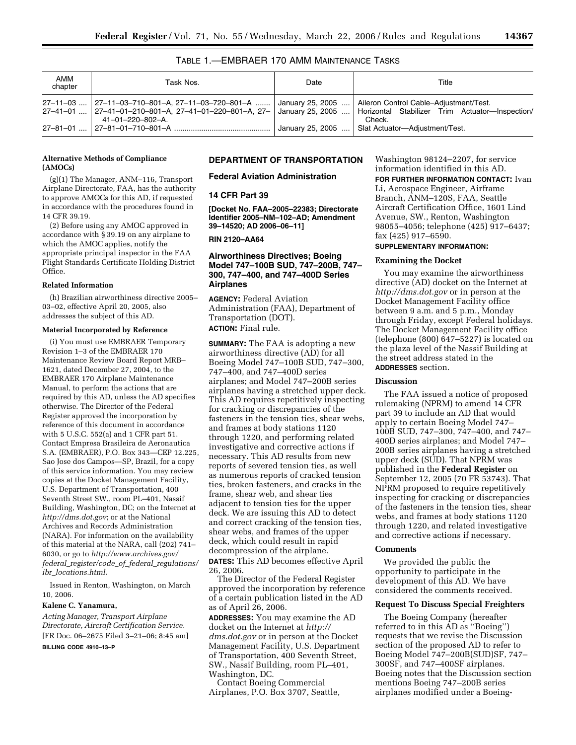TABLE 1.—EMBRAER 170 AMM MAINTENANCE TASKS

| AMM chapter | Task Nos. | Date | Title |
|---|---|---|---|
| 27–11–03 | 27–11–03–710–801–A, 27–11–03–720–801–A | January 25, 2005 | Aileron Control Cable–Adjustment/Test. |
| 27–41–01 | 27–41–01–210–801–A, 27–41–01–220–801–A, 27–41–01–220–802–A. | January 25, 2005 | Horizontal Stabilizer Trim Actuator—Inspection/Check. |
| 27–81–01 | 27–81–01–710–801–A | January 25, 2005 | Slat Actuator—Adjustment/Test. |

**Alternative Methods of Compliance (AMOCs)**

(g)(1) The Manager, ANM–116, Transport Airplane Directorate, FAA, has the authority to approve AMOCs for this AD, if requested in accordance with the procedures found in 14 CFR 39.19.

(2) Before using any AMOC approved in accordance with § 39.19 on any airplane to which the AMOC applies, notify the appropriate principal inspector in the FAA Flight Standards Certificate Holding District Office.

**Related Information**

(h) Brazilian airworthiness directive 2005–03–02, effective April 20, 2005, also addresses the subject of this AD.

**Material Incorporated by Reference**

(i) You must use EMBRAER Temporary Revision 1–3 of the EMBRAER 170 Maintenance Review Board Report MRB–1621, dated December 27, 2004, to the EMBRAER 170 Airplane Maintenance Manual, to perform the actions that are required by this AD, unless the AD specifies otherwise. The Director of the Federal Register approved the incorporation by reference of this document in accordance with 5 U.S.C. 552(a) and 1 CFR part 51. Contact Empresa Brasileira de Aeronautica S.A. (EMBRAER), P.O. Box 343—CEP 12.225, Sao Jose dos Campos—SP, Brazil, for a copy of this service information. You may review copies at the Docket Management Facility, U.S. Department of Transportation, 400 Seventh Street SW., room PL–401, Nassif Building, Washington, DC; on the Internet at *http://dms.dot.gov*; or at the National Archives and Records Administration (NARA). For information on the availability of this material at the NARA, call (202) 741–6030, or go to *http://www.archives.gov/federal_register/code_of_federal_regulations/ibr_locations.html.*

Issued in Renton, Washington, on March 10, 2006.

**Kalene C. Yanamura,**

*Acting Manager, Transport Airplane Directorate, Aircraft Certification Service.*

[FR Doc. 06–2675 Filed 3–21–06; 8:45 am]

**BILLING CODE 4910–13–P**

## DEPARTMENT OF TRANSPORTATION

### Federal Aviation Administration

### 14 CFR Part 39

**[Docket No. FAA–2005–22383; Directorate Identifier 2005–NM–102–AD; Amendment 39–14520; AD 2006–06–11]**

**RIN 2120–AA64**

## Airworthiness Directives; Boeing Model 747–100B SUD, 747–200B, 747–300, 747–400, and 747–400D Series Airplanes

**AGENCY:** Federal Aviation Administration (FAA), Department of Transportation (DOT).

**ACTION:** Final rule.

**SUMMARY:** The FAA is adopting a new airworthiness directive (AD) for all Boeing Model 747–100B SUD, 747–300, 747–400, and 747–400D series airplanes; and Model 747–200B series airplanes having a stretched upper deck. This AD requires repetitively inspecting for cracking or discrepancies of the fasteners in the tension ties, shear webs, and frames at body stations 1120 through 1220, and performing related investigative and corrective actions if necessary. This AD results from new reports of severed tension ties, as well as numerous reports of cracked tension ties, broken fasteners, and cracks in the frame, shear web, and shear ties adjacent to tension ties for the upper deck. We are issuing this AD to detect and correct cracking of the tension ties, shear webs, and frames of the upper deck, which could result in rapid decompression of the airplane.

**DATES:** This AD becomes effective April 26, 2006.

The Director of the Federal Register approved the incorporation by reference of a certain publication listed in the AD as of April 26, 2006.

**ADDRESSES:** You may examine the AD docket on the Internet at *http://dms.dot.gov* or in person at the Docket Management Facility, U.S. Department of Transportation, 400 Seventh Street, SW., Nassif Building, room PL–401, Washington, DC.

Contact Boeing Commercial Airplanes, P.O. Box 3707, Seattle, Washington 98124–2207, for service information identified in this AD.

**FOR FURTHER INFORMATION CONTACT:** Ivan Li, Aerospace Engineer, Airframe Branch, ANM–120S, FAA, Seattle Aircraft Certification Office, 1601 Lind Avenue, SW., Renton, Washington 98055–4056; telephone (425) 917–6437; fax (425) 917–6590.

**SUPPLEMENTARY INFORMATION:**

**Examining the Docket**

You may examine the airworthiness directive (AD) docket on the Internet at *http://dms.dot.gov* or in person at the Docket Management Facility office between 9 a.m. and 5 p.m., Monday through Friday, except Federal holidays. The Docket Management Facility office (telephone (800) 647–5227) is located on the plaza level of the Nassif Building at the street address stated in the **ADDRESSES** section.

**Discussion**

The FAA issued a notice of proposed rulemaking (NPRM) to amend 14 CFR part 39 to include an AD that would apply to certain Boeing Model 747–100B SUD, 747–300, 747–400, and 747–400D series airplanes; and Model 747–200B series airplanes having a stretched upper deck (SUD). That NPRM was published in the **Federal Register** on September 12, 2005 (70 FR 53743). That NPRM proposed to require repetitively inspecting for cracking or discrepancies of the fasteners in the tension ties, shear webs, and frames at body stations 1120 through 1220, and related investigative and corrective actions if necessary.

**Comments**

We provided the public the opportunity to participate in the development of this AD. We have considered the comments received.

**Request To Discuss Special Freighters**

The Boeing Company (hereafter referred to in this AD as ''Boeing'') requests that we revise the Discussion section of the proposed AD to refer to Boeing Model 747–200B(SUD)SF, 747–300SF, and 747–400SF airplanes. Boeing notes that the Discussion section mentions Boeing 747–200B series airplanes modified under a Boeing-